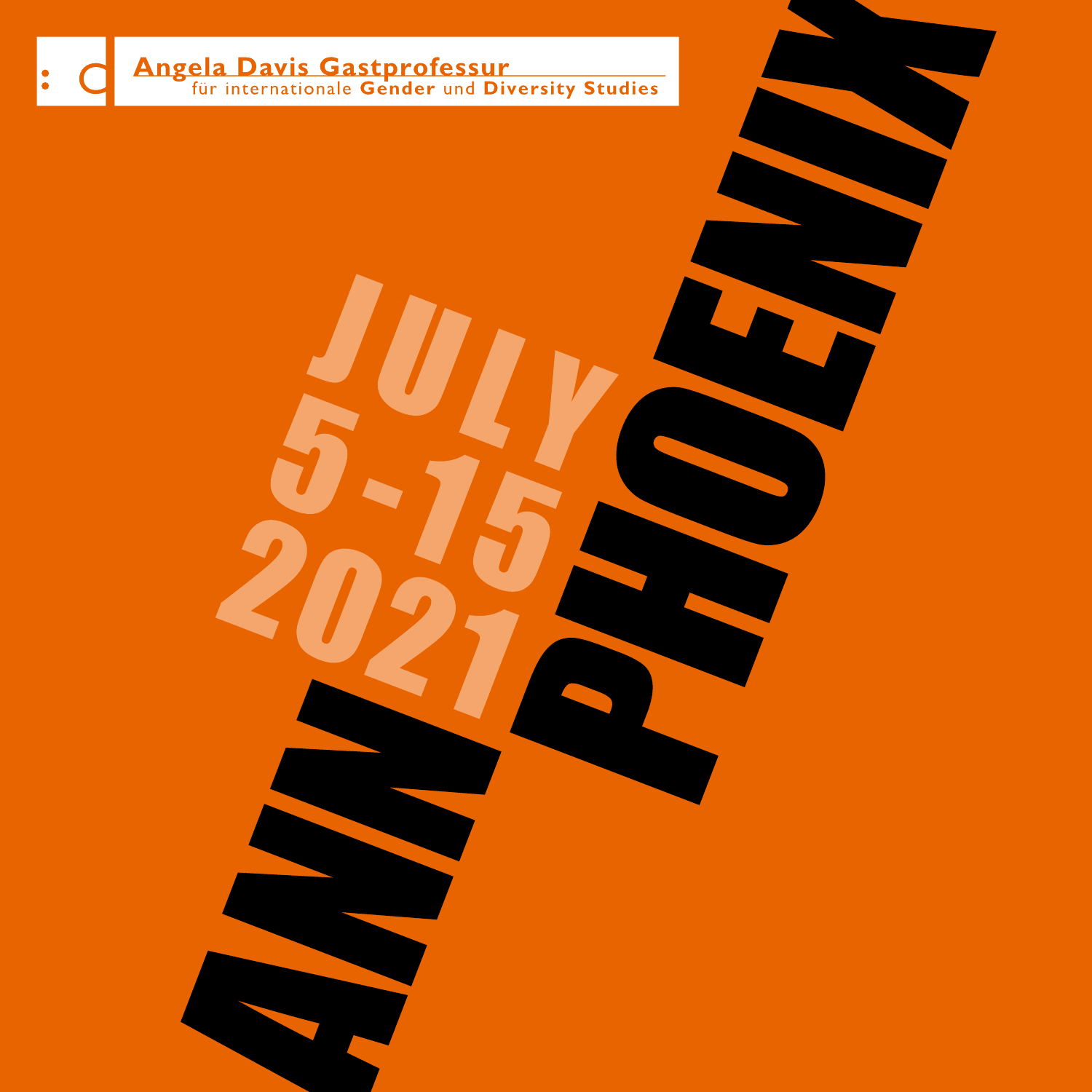**Angela Davis Gastprofessur**
für internationale **Gender** und **Diversity Studies**

# ANN PHOENIX

JULY 5-15 2021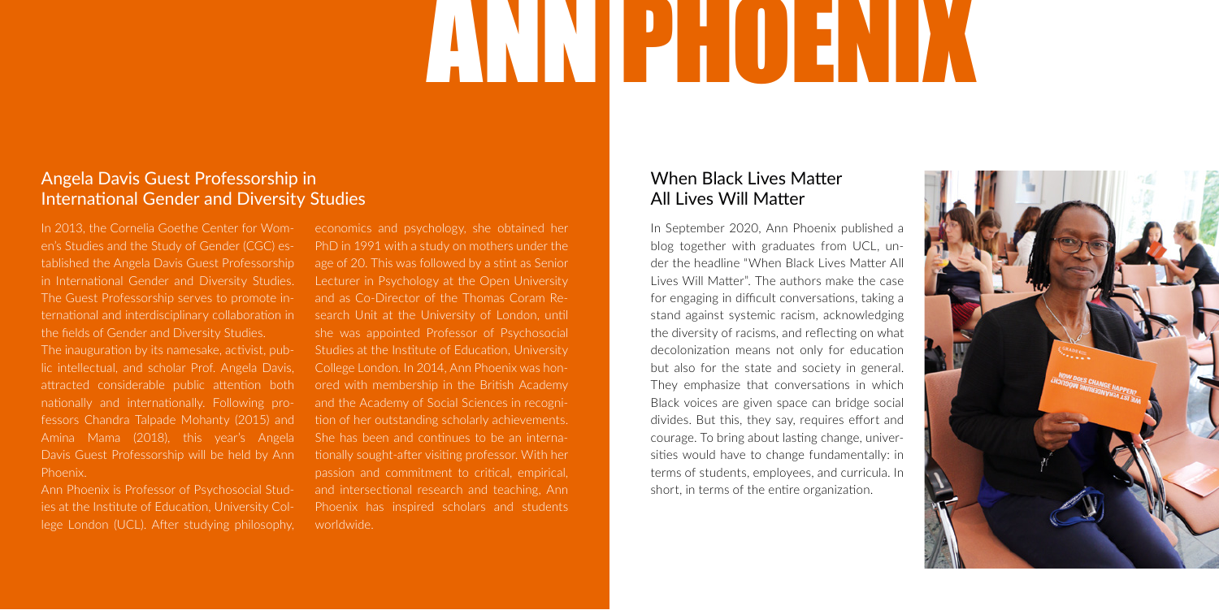# ANN PHOENIX

## Angela Davis Guest Professorship in International Gender and Diversity Studies

In 2013, the Cornelia Goethe Center for Women's Studies and the Study of Gender (CGC) established the Angela Davis Guest Professorship in International Gender and Diversity Studies. The Guest Professorship serves to promote international and interdisciplinary collaboration in the fields of Gender and Diversity Studies.

The inauguration by its namesake, activist, public intellectual, and scholar Prof. Angela Davis, attracted considerable public attention both nationally and internationally. Following professors Chandra Talpade Mohanty (2015) and Amina Mama (2018), this year's Angela Davis Guest Professorship will be held by Ann Phoenix.

Ann Phoenix is Professor of Psychosocial Studies at the Institute of Education, University College London (UCL). After studying philosophy, economics and psychology, she obtained her PhD in 1991 with a study on mothers under the age of 20. This was followed by a stint as Senior Lecturer in Psychology at the Open University and as Co-Director of the Thomas Coram Research Unit at the University of London, until she was appointed Professor of Psychosocial Studies at the Institute of Education, University College London. In 2014, Ann Phoenix was honored with membership in the British Academy and the Academy of Social Sciences in recognition of her outstanding scholarly achievements. She has been and continues to be an internationally sought-after visiting professor. With her passion and commitment to critical, empirical, and intersectional research and teaching, Ann Phoenix has inspired scholars and students worldwide.

## When Black Lives Matter All Lives Will Matter

In September 2020, Ann Phoenix published a blog together with graduates from UCL, under the headline "When Black Lives Matter All Lives Will Matter". The authors make the case for engaging in difficult conversations, taking a stand against systemic racism, acknowledging the diversity of racisms, and reflecting on what decolonization means not only for education but also for the state and society in general. They emphasize that conversations in which Black voices are given space can bridge social divides. But this, they say, requires effort and courage. To bring about lasting change, universities would have to change fundamentally: in terms of students, employees, and curricula. In short, in terms of the entire organization.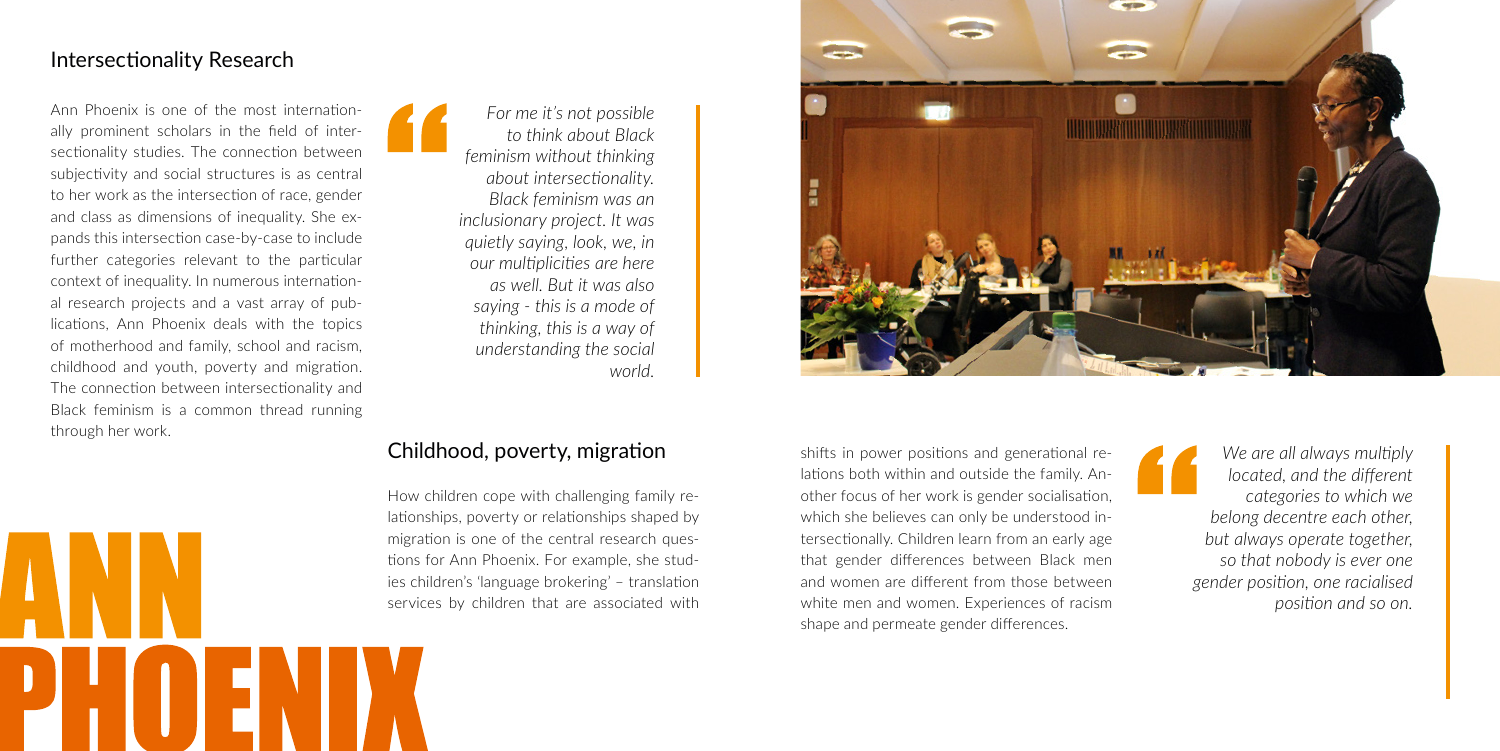## Intersectionality Research

Ann Phoenix is one of the most internationally prominent scholars in the field of intersectionality studies. The connection between subjectivity and social structures is as central to her work as the intersection of race, gender and class as dimensions of inequality. She expands this intersection case-by-case to include further categories relevant to the particular context of inequality. In numerous international research projects and a vast array of publications, Ann Phoenix deals with the topics of motherhood and family, school and racism, childhood and youth, poverty and migration. The connection between intersectionality and Black feminism is a common thread running through her work.

> *For me it's not possible to think about Black feminism without thinking about intersectionality. Black feminism was an inclusionary project. It was quietly saying, look, we, in our multiplicities are here as well. But it was also saying - this is a mode of thinking, this is a way of understanding the social world.*

# ANN PHOENIX

## Childhood, poverty, migration

How children cope with challenging family relationships, poverty or relationships shaped by migration is one of the central research questions for Ann Phoenix. For example, she studies children's 'language brokering' – translation services by children that are associated with shifts in power positions and generational relations both within and outside the family. Another focus of her work is gender socialisation, which she believes can only be understood intersectionally. Children learn from an early age that gender differences between Black men and women are different from those between white men and women. Experiences of racism shape and permeate gender differences.

> *We are all always multiply located, and the different categories to which we belong decentre each other, but always operate together, so that nobody is ever one gender position, one racialised position and so on.*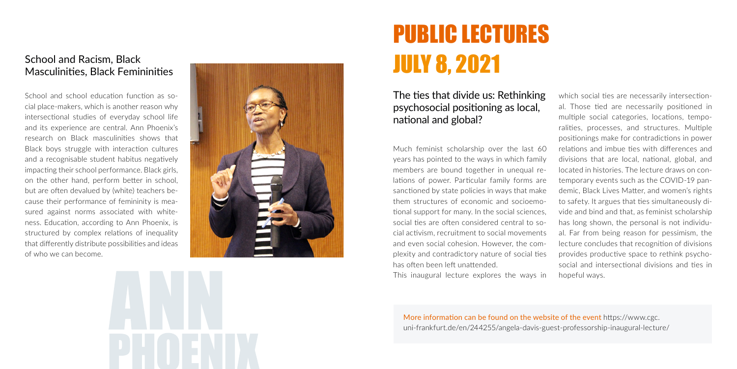## School and Racism, Black Masculinities, Black Femininities

School and school education function as social place-makers, which is another reason why intersectional studies of everyday school life and its experience are central. Ann Phoenix's research on Black masculinities shows that Black boys struggle with interaction cultures and a recognisable student habitus negatively impacting their school performance. Black girls, on the other hand, perform better in school, but are often devalued by (white) teachers because their performance of femininity is measured against norms associated with whiteness. Education, according to Ann Phoenix, is structured by complex relations of inequality that differently distribute possibilities and ideas of who we can become.

ANN PHOENIX

# PUBLIC LECTURES JULY 8, 2021

## The ties that divide us: Rethinking psychosocial positioning as local, national and global?

Much feminist scholarship over the last 60 years has pointed to the ways in which family members are bound together in unequal relations of power. Particular family forms are sanctioned by state policies in ways that make them structures of economic and socioemotional support for many. In the social sciences, social ties are often considered central to social activism, recruitment to social movements and even social cohesion. However, the complexity and contradictory nature of social ties has often been left unattended.

This inaugural lecture explores the ways in which social ties are necessarily intersectional. Those tied are necessarily positioned in multiple social categories, locations, temporalities, processes, and structures. Multiple positionings make for contradictions in power relations and imbue ties with differences and divisions that are local, national, global, and located in histories. The lecture draws on contemporary events such as the COVID-19 pandemic, Black Lives Matter, and women's rights to safety. It argues that ties simultaneously divide and bind and that, as feminist scholarship has long shown, the personal is not individual. Far from being reason for pessimism, the lecture concludes that recognition of divisions provides productive space to rethink psychosocial and intersectional divisions and ties in hopeful ways.

More information can be found on the website of the event https://www.cgc.uni-frankfurt.de/en/244255/angela-davis-guest-professorship-inaugural-lecture/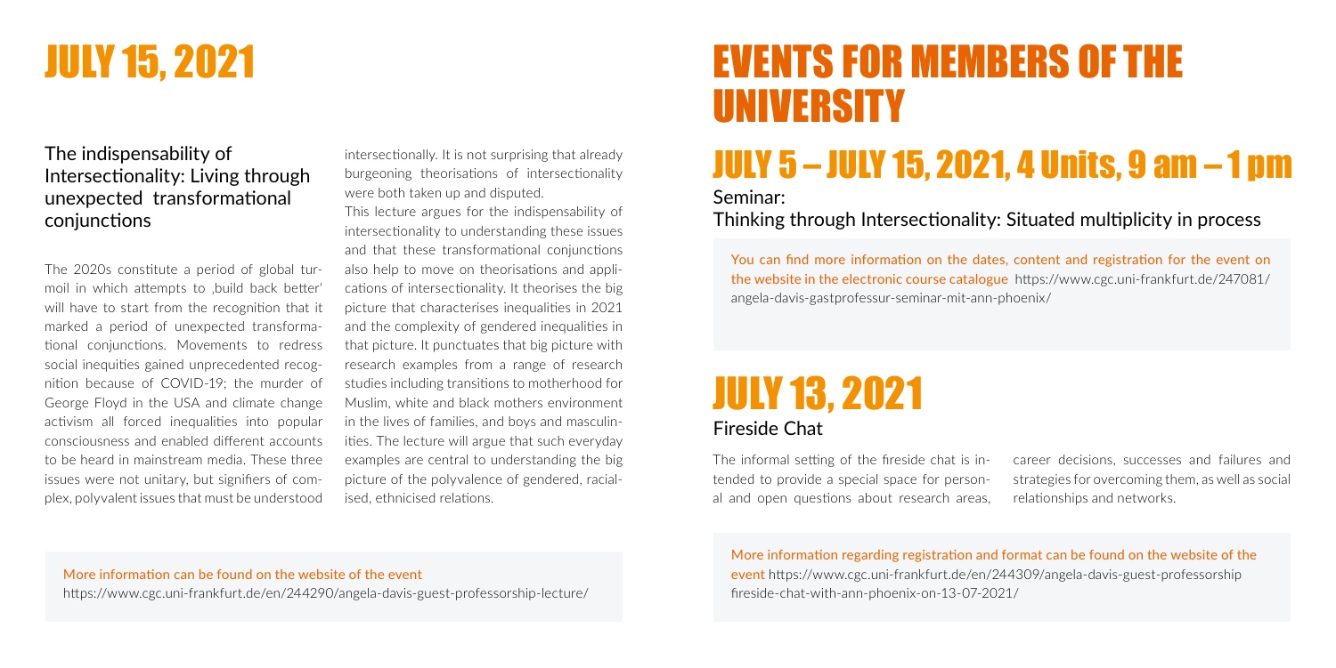# JULY 15, 2021

## The indispensability of Intersectionality: Living through unexpected transformational conjunctions

The 2020s constitute a period of global turmoil in which attempts to ‚build back better' will have to start from the recognition that it marked a period of unexpected transformational conjunctions. Movements to redress social inequities gained unprecedented recognition because of COVID-19; the murder of George Floyd in the USA and climate change activism all forced inequalities into popular consciousness and enabled different accounts to be heard in mainstream media. These three issues were not unitary, but signifiers of complex, polyvalent issues that must be understood intersectionally. It is not surprising that already burgeoning theorisations of intersectionality were both taken up and disputed.

This lecture argues for the indispensability of intersectionality to understanding these issues and that these transformational conjunctions also help to move on theorisations and applications of intersectionality. It theorises the big picture that characterises inequalities in 2021 and the complexity of gendered inequalities in that picture. It punctuates that big picture with research examples from a range of research studies including transitions to motherhood for Muslim, white and black mothers environment in the lives of families, and boys and masculinities. The lecture will argue that such everyday examples are central to understanding the big picture of the polyvalence of gendered, racialised, ethnicised relations.

More information can be found on the website of the event
https://www.cgc.uni-frankfurt.de/en/244290/angela-davis-guest-professorship-lecture/

# EVENTS FOR MEMBERS OF THE UNIVERSITY

## JULY 5 – JULY 15, 2021, 4 Units, 9 am – 1 pm

Seminar:
Thinking through Intersectionality: Situated multiplicity in process

You can find more information on the dates, content and registration for the event on the website in the electronic course catalogue https://www.cgc.uni-frankfurt.de/247081/angela-davis-gastprofessur-seminar-mit-ann-phoenix/

## JULY 13, 2021

Fireside Chat

The informal setting of the fireside chat is intended to provide a special space for personal and open questions about research areas, career decisions, successes and failures and strategies for overcoming them, as well as social relationships and networks.

More information regarding registration and format can be found on the website of the event https://www.cgc.uni-frankfurt.de/en/244309/angela-davis-guest-professorship fireside-chat-with-ann-phoenix-on-13-07-2021/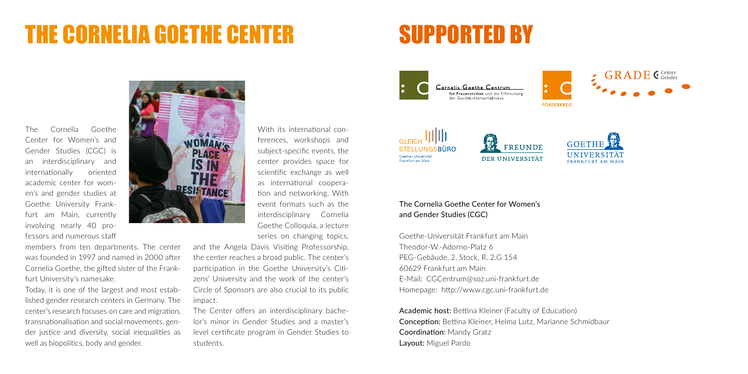# THE CORNELIA GOETHE CENTER

The Cornelia Goethe Center for Women's and Gender Studies (CGC) is an interdisciplinary and internationally oriented academic center for women's and gender studies at Goethe University Frankfurt am Main, currently involving nearly 40 professors and numerous staff members from ten departments. The center was founded in 1997 and named in 2000 after Cornelia Goethe, the gifted sister of the Frankfurt University's namesake.

Today, it is one of the largest and most established gender research centers in Germany. The center's research focuses on care and migration, transnationalisation and social movements, gender justice and diversity, social inequalities as well as biopolitics, body and gender.

With its international conferences, workshops and subject-specific events, the center provides space for scientific exchange as well as international cooperation and networking. With event formats such as the interdisciplinary Cornelia Goethe Colloquia, a lecture series on changing topics, and the Angela Davis Visiting Professorship, the center reaches a broad public. The center's participation in the Goethe University's Citizens' University and the work of the center's Circle of Sponsors are also crucial to its public impact.

The Center offers an interdisciplinary bachelor's minor in Gender Studies and a master's level certificate program in Gender Studies to students.

# SUPPORTED BY

Cornelia Goethe Centrum für Frauenstudien und die Erforschung der Geschlechterverhältnisse

FÖRDERKREIS

GRADE Center Gender

GLEICHSTELLUNGSBÜRO Goethe-Universität Frankfurt am Main

FREUNDE DER UNIVERSITÄT

GOETHE UNIVERSITÄT FRANKFURT AM MAIN

The Cornelia Goethe Center for Women's and Gender Studies (CGC)

Goethe-Universität Frankfurt am Main
Theodor-W.-Adorno-Platz 6
PEG-Gebäude, 2. Stock, R. 2.G 154
60629 Frankfurt am Main
E-Mail: CGCentrum@soz.uni-frankfurt.de
Homepage: http://www.cgc.uni-frankfurt.de

**Academic host:** Bettina Kleiner (Faculty of Education)
**Conception:** Bettina Kleiner, Helma Lutz, Marianne Schmidbaur
**Coordination:** Mandy Gratz
**Layout:** Miguel Pardo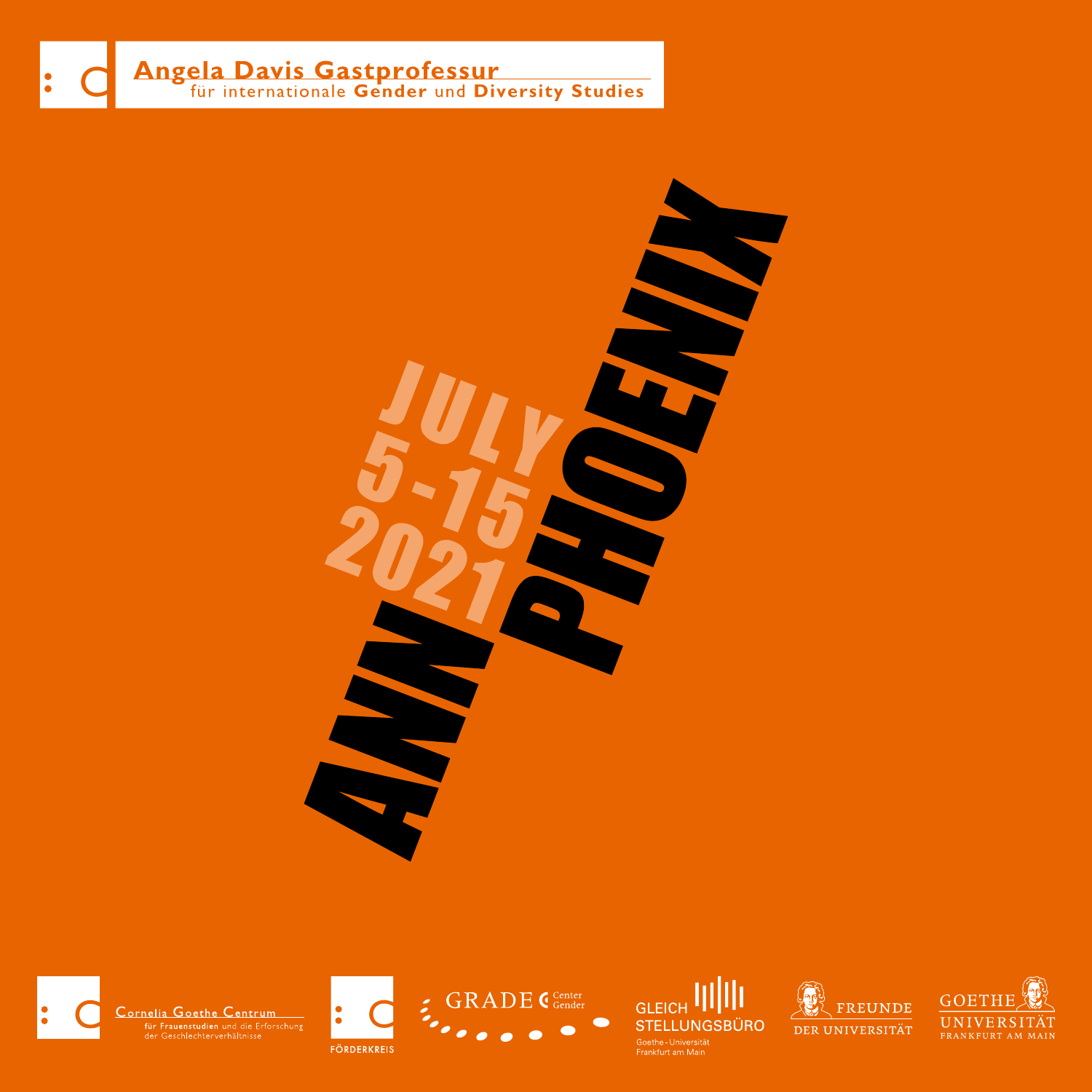Angela Davis Gastprofessur
für internationale **Gender** und **Diversity Studies**

# ANN PHOENIX

JULY 5-15 2021

Cornelia Goethe Centrum
für **Frauenstudien** und die Erforschung der Geschlechterverhältnisse

FÖRDERKREIS

GRADE Center Gender

GLEICH STELLUNGSBÜRO
Goethe-Universität Frankfurt am Main

FREUNDE DER UNIVERSITÄT

GOETHE UNIVERSITÄT FRANKFURT AM MAIN